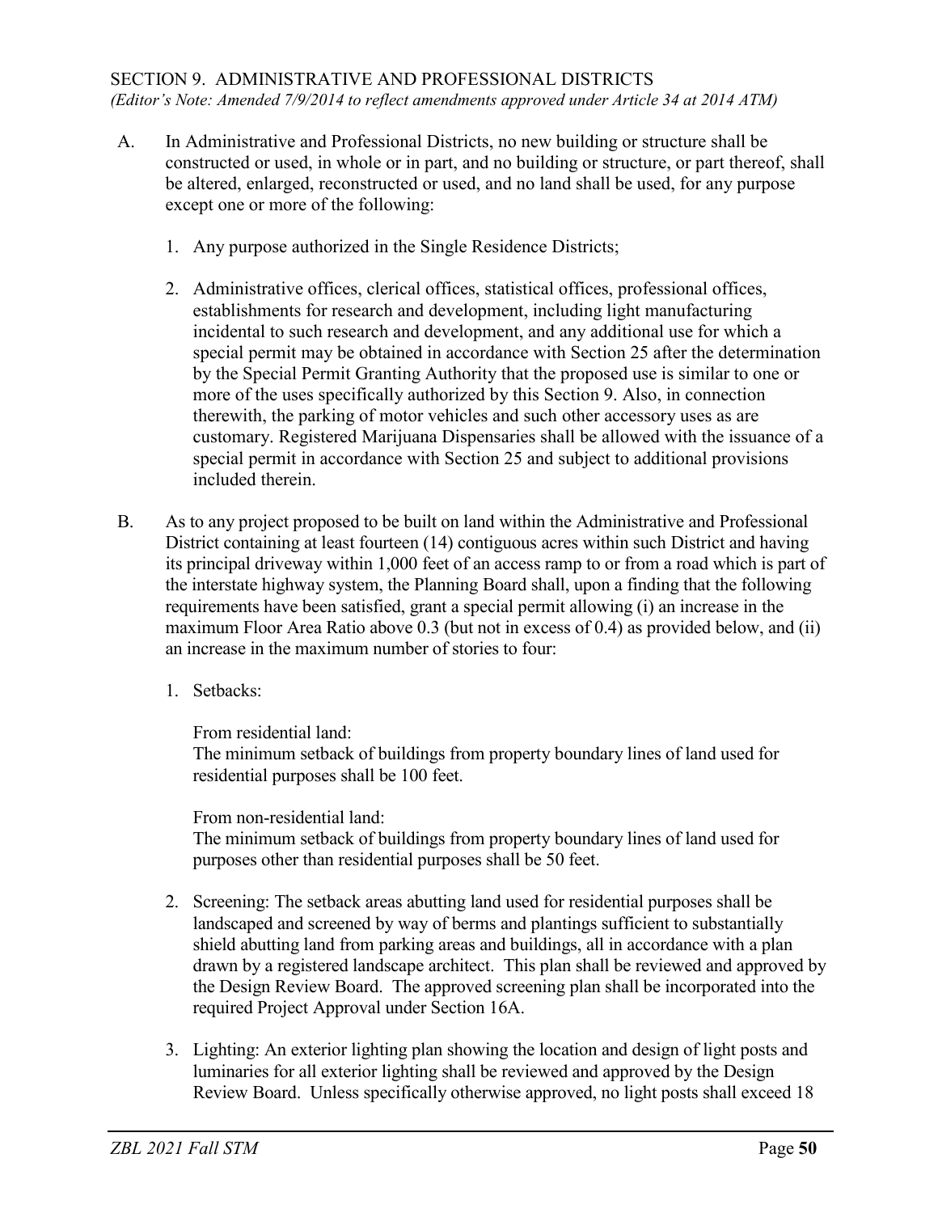## SECTION 9. ADMINISTRATIVE AND PROFESSIONAL DISTRICTS

*(Editor's Note: Amended 7/9/2014 to reflect amendments approved under Article 34 at 2014 ATM)*

A. In Administrative and Professional Districts, no new building or structure shall be constructed or used, in whole or in part, and no building or structure, or part thereof, shall be altered, enlarged, reconstructed or used, and no land shall be used, for any purpose except one or more of the following:

1. Any purpose authorized in the Single Residence Districts;

2. Administrative offices, clerical offices, statistical offices, professional offices, establishments for research and development, including light manufacturing incidental to such research and development, and any additional use for which a special permit may be obtained in accordance with Section 25 after the determination by the Special Permit Granting Authority that the proposed use is similar to one or more of the uses specifically authorized by this Section 9. Also, in connection therewith, the parking of motor vehicles and such other accessory uses as are customary. Registered Marijuana Dispensaries shall be allowed with the issuance of a special permit in accordance with Section 25 and subject to additional provisions included therein.

B. As to any project proposed to be built on land within the Administrative and Professional District containing at least fourteen (14) contiguous acres within such District and having its principal driveway within 1,000 feet of an access ramp to or from a road which is part of the interstate highway system, the Planning Board shall, upon a finding that the following requirements have been satisfied, grant a special permit allowing (i) an increase in the maximum Floor Area Ratio above 0.3 (but not in excess of 0.4) as provided below, and (ii) an increase in the maximum number of stories to four:

1. Setbacks:

   From residential land:
   The minimum setback of buildings from property boundary lines of land used for residential purposes shall be 100 feet.

   From non-residential land:
   The minimum setback of buildings from property boundary lines of land used for purposes other than residential purposes shall be 50 feet.

2. Screening: The setback areas abutting land used for residential purposes shall be landscaped and screened by way of berms and plantings sufficient to substantially shield abutting land from parking areas and buildings, all in accordance with a plan drawn by a registered landscape architect. This plan shall be reviewed and approved by the Design Review Board. The approved screening plan shall be incorporated into the required Project Approval under Section 16A.

3. Lighting: An exterior lighting plan showing the location and design of light posts and luminaries for all exterior lighting shall be reviewed and approved by the Design Review Board. Unless specifically otherwise approved, no light posts shall exceed 18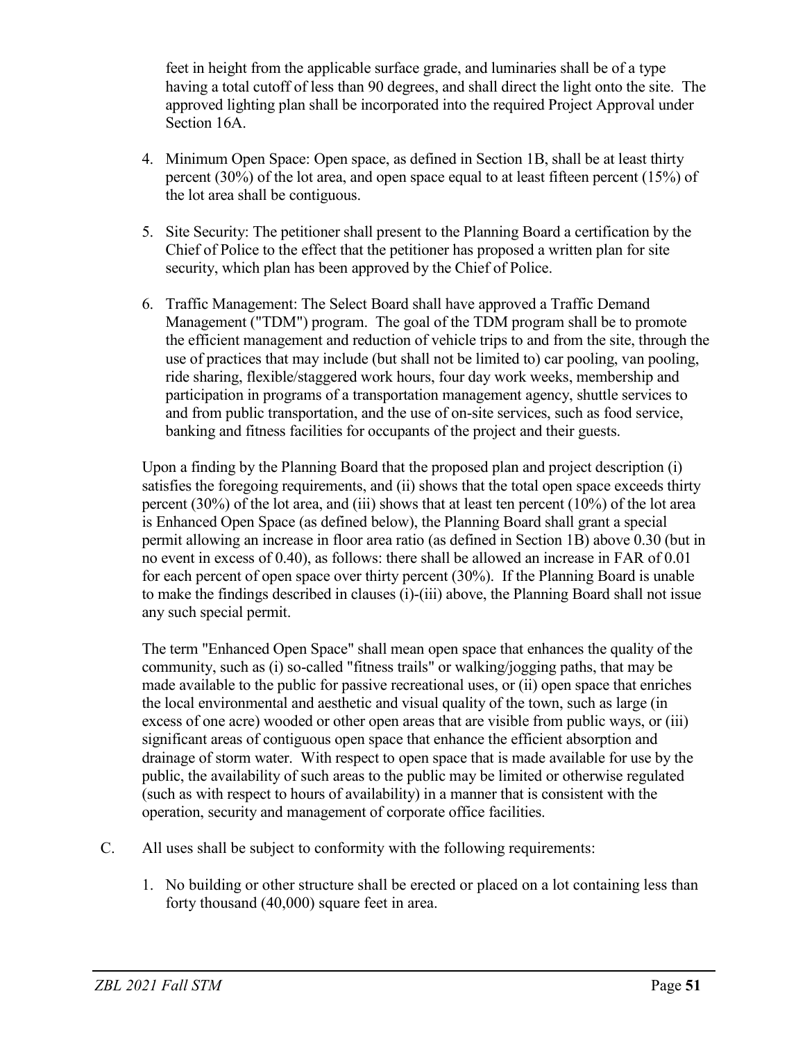feet in height from the applicable surface grade, and luminaries shall be of a type having a total cutoff of less than 90 degrees, and shall direct the light onto the site. The approved lighting plan shall be incorporated into the required Project Approval under Section 16A.

4. Minimum Open Space: Open space, as defined in Section 1B, shall be at least thirty percent (30%) of the lot area, and open space equal to at least fifteen percent (15%) of the lot area shall be contiguous.

5. Site Security: The petitioner shall present to the Planning Board a certification by the Chief of Police to the effect that the petitioner has proposed a written plan for site security, which plan has been approved by the Chief of Police.

6. Traffic Management: The Select Board shall have approved a Traffic Demand Management ("TDM") program. The goal of the TDM program shall be to promote the efficient management and reduction of vehicle trips to and from the site, through the use of practices that may include (but shall not be limited to) car pooling, van pooling, ride sharing, flexible/staggered work hours, four day work weeks, membership and participation in programs of a transportation management agency, shuttle services to and from public transportation, and the use of on-site services, such as food service, banking and fitness facilities for occupants of the project and their guests.

Upon a finding by the Planning Board that the proposed plan and project description (i) satisfies the foregoing requirements, and (ii) shows that the total open space exceeds thirty percent (30%) of the lot area, and (iii) shows that at least ten percent (10%) of the lot area is Enhanced Open Space (as defined below), the Planning Board shall grant a special permit allowing an increase in floor area ratio (as defined in Section 1B) above 0.30 (but in no event in excess of 0.40), as follows: there shall be allowed an increase in FAR of 0.01 for each percent of open space over thirty percent (30%). If the Planning Board is unable to make the findings described in clauses (i)-(iii) above, the Planning Board shall not issue any such special permit.

The term "Enhanced Open Space" shall mean open space that enhances the quality of the community, such as (i) so-called "fitness trails" or walking/jogging paths, that may be made available to the public for passive recreational uses, or (ii) open space that enriches the local environmental and aesthetic and visual quality of the town, such as large (in excess of one acre) wooded or other open areas that are visible from public ways, or (iii) significant areas of contiguous open space that enhance the efficient absorption and drainage of storm water. With respect to open space that is made available for use by the public, the availability of such areas to the public may be limited or otherwise regulated (such as with respect to hours of availability) in a manner that is consistent with the operation, security and management of corporate office facilities.

C. All uses shall be subject to conformity with the following requirements:

1. No building or other structure shall be erected or placed on a lot containing less than forty thousand (40,000) square feet in area.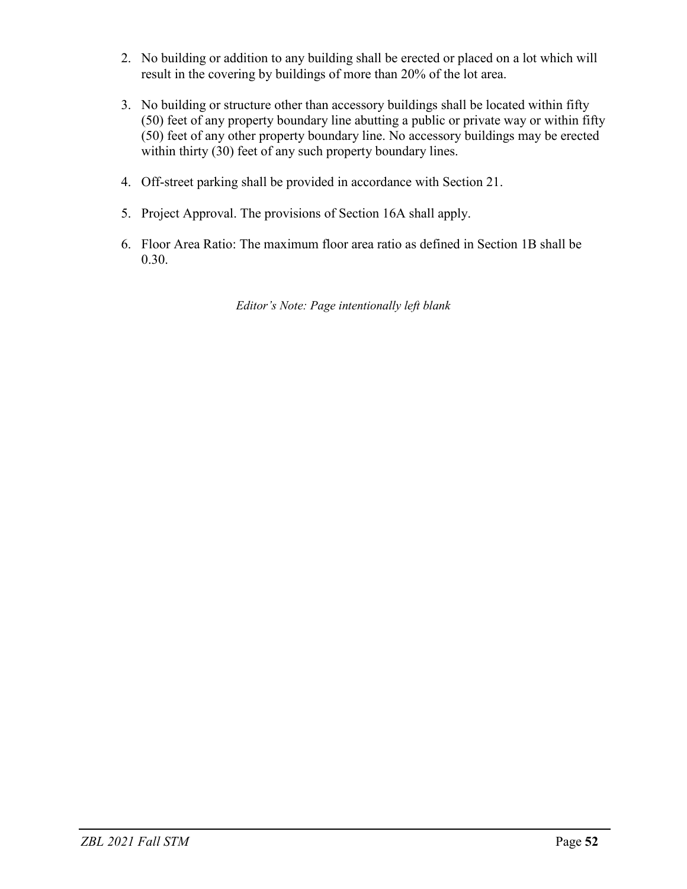2. No building or addition to any building shall be erected or placed on a lot which will result in the covering by buildings of more than 20% of the lot area.

3. No building or structure other than accessory buildings shall be located within fifty (50) feet of any property boundary line abutting a public or private way or within fifty (50) feet of any other property boundary line. No accessory buildings may be erected within thirty (30) feet of any such property boundary lines.

4. Off-street parking shall be provided in accordance with Section 21.

5. Project Approval. The provisions of Section 16A shall apply.

6. Floor Area Ratio: The maximum floor area ratio as defined in Section 1B shall be 0.30.

*Editor's Note: Page intentionally left blank*